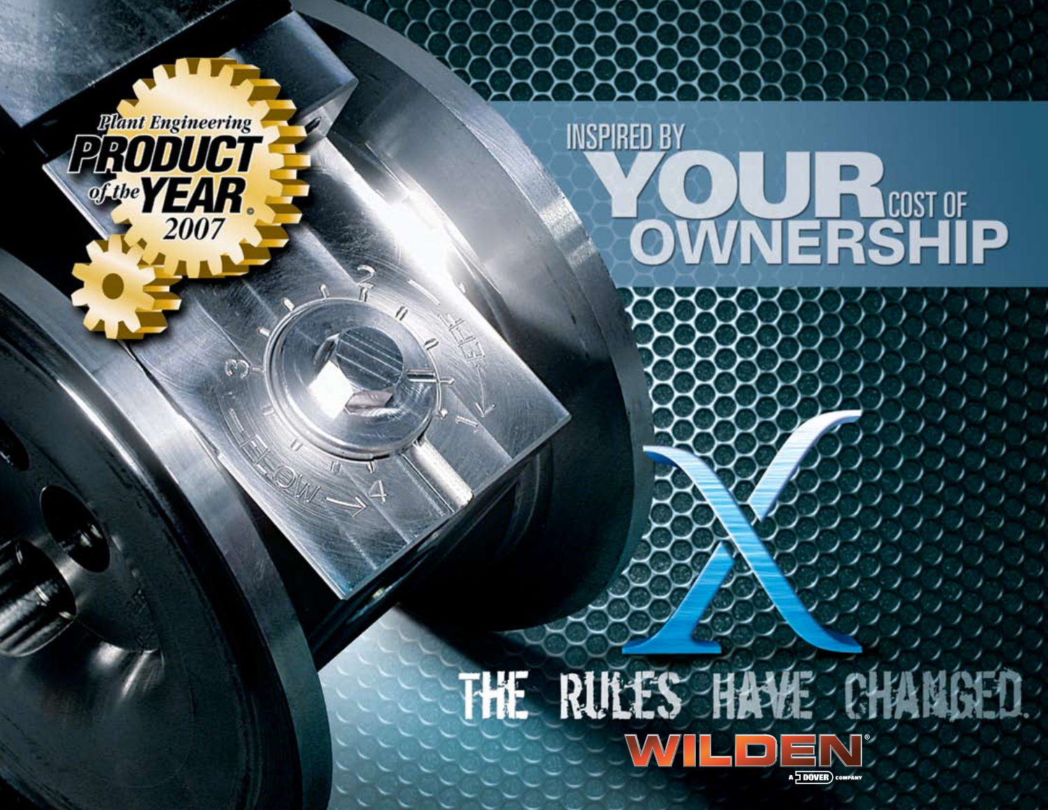Plant Engineering **PRODUCT of the YEAR** 2007

# INSPIRED BY YOUR COST OF OWNERSHIP

X

## THE RULES HAVE CHANGED.

WILDEN®

A DOVER COMPANY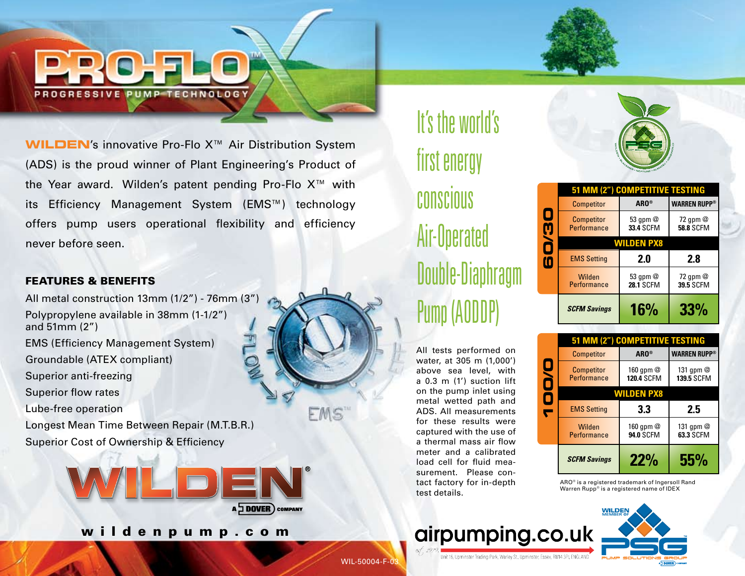# PRO-FLO X™

PROGRESSIVE PUMP TECHNOLOGY

**WILDEN**'s innovative Pro-Flo X™ Air Distribution System (ADS) is the proud winner of Plant Engineering's Product of the Year award. Wilden's patent pending Pro-Flo X™ with its Efficiency Management System (EMS™) technology offers pump users operational flexibility and efficiency never before seen.

## FEATURES & BENEFITS

- All metal construction 13mm (1/2") - 76mm (3")
- Polypropylene available in 38mm (1-1/2") and 51mm (2")
- EMS (Efficiency Management System)
- Groundable (ATEX compliant)
- Superior anti-freezing
- Superior flow rates
- Lube-free operation
- Longest Mean Time Between Repair (M.T.B.R.)
- Superior Cost of Ownership & Efficiency

WILDEN® A DOVER COMPANY

wildenpump.com

## It's the world's first energy conscious Air-Operated Double-Diaphragm Pump (AODDP)

All tests performed on water, at 305 m (1,000') above sea level, with a 0.3 m (1') suction lift on the pump inlet using metal wetted path and ADS. All measurements for these results were captured with the use of a thermal mass air flow meter and a calibrated load cell for fluid measurement. Please contact factory for in-depth test details.

**60/30 — 51 MM (2") COMPETITIVE TESTING**

| Competitor | ARO® | WARREN RUPP® |
|---|---|---|
| Competitor Performance | 53 gpm @ **33.4** SCFM | 72 gpm @ **58.8** SCFM |
| **WILDEN PX8** | | |
| EMS Setting | **2.0** | **2.8** |
| Wilden Performance | 53 gpm @ **28.1** SCFM | 72 gpm @ **39.5** SCFM |
| ***SCFM Savings*** | **16%** | **33%** |

**100/0 — 51 MM (2") COMPETITIVE TESTING**

| Competitor | ARO® | WARREN RUPP® |
|---|---|---|
| Competitor Performance | 160 gpm @ **120.4** SCFM | 131 gpm @ **139.5** SCFM |
| **WILDEN PX8** | | |
| EMS Setting | **3.3** | **2.5** |
| Wilden Performance | 160 gpm @ **94.0** SCFM | 131 gpm @ **63.3** SCFM |
| ***SCFM Savings*** | **22%** | **55%** |

ARO® is a registered trademark of Ingersoll Rand
Warren Rupp® is a registered name of IDEX

airpumping.co.uk
Unit 16, Upminster Trading Park, Warley St, Upminster, Essex, RM14 3PJ, ENGLAND

WILDEN MEMBER OF PSG PUMP SOLUTIONS GROUP

WIL-50004-F-03